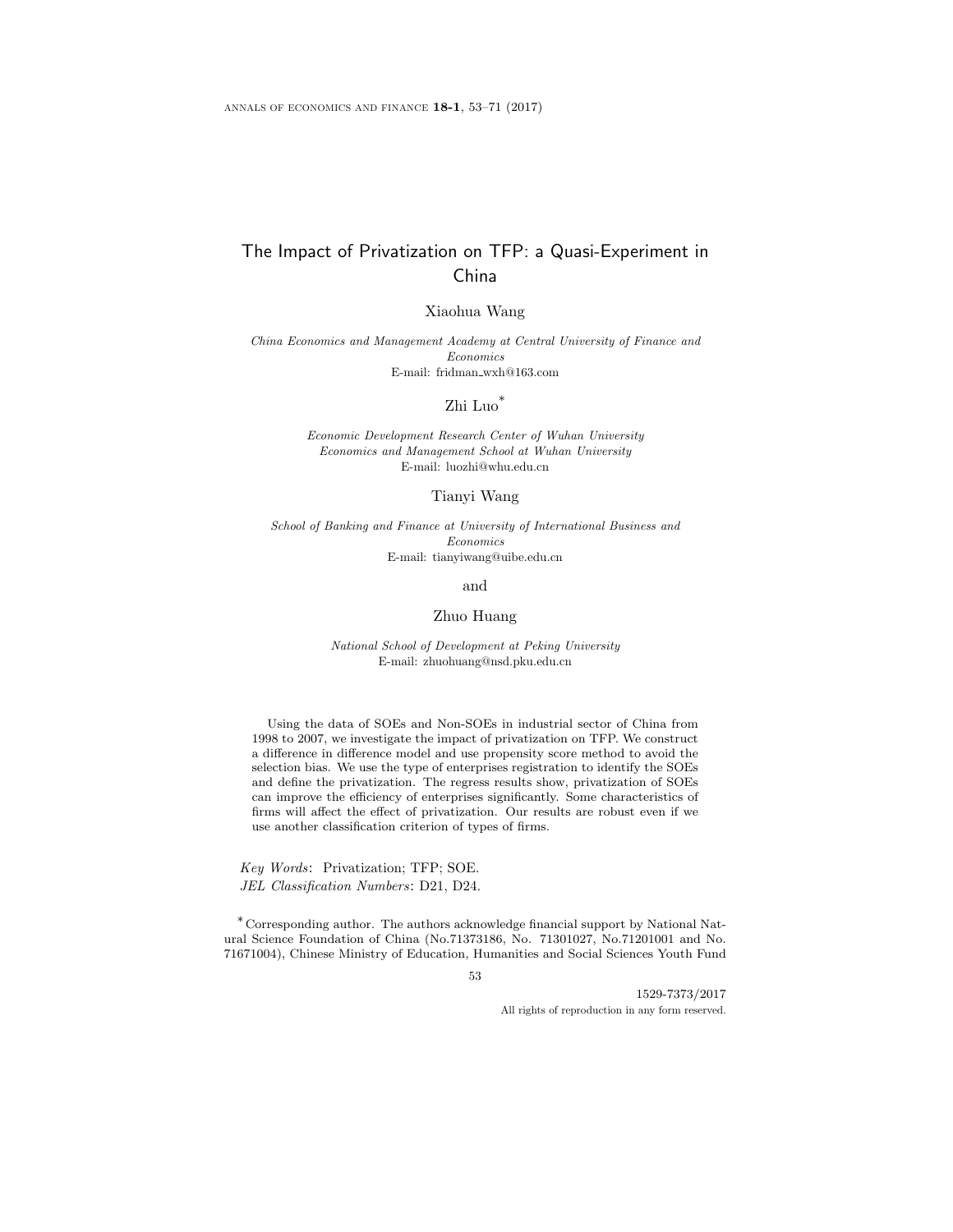# The Impact of Privatization on TFP: a Quasi-Experiment in China

Xiaohua Wang

*China Economics and Management Academy at Central University of Finance and Economics*
E-mail: fridman_wxh@163.com

Zhi Luo*

*Economic Development Research Center of Wuhan University*
*Economics and Management School at Wuhan University*
E-mail: luozhi@whu.edu.cn

Tianyi Wang

*School of Banking and Finance at University of International Business and Economics*
E-mail: tianyiwang@uibe.edu.cn

and

Zhuo Huang

*National School of Development at Peking University*
E-mail: zhuohuang@nsd.pku.edu.cn

Using the data of SOEs and Non-SOEs in industrial sector of China from 1998 to 2007, we investigate the impact of privatization on TFP. We construct a difference in difference model and use propensity score method to avoid the selection bias. We use the type of enterprises registration to identify the SOEs and define the privatization. The regress results show, privatization of SOEs can improve the efficiency of enterprises significantly. Some characteristics of firms will affect the effect of privatization. Our results are robust even if we use another classification criterion of types of firms.

*Key Words*: Privatization; TFP; SOE.
*JEL Classification Numbers*: D21, D24.

* Corresponding author. The authors acknowledge financial support by National Natural Science Foundation of China (No.71373186, No. 71301027, No.71201001 and No. 71671004), Chinese Ministry of Education, Humanities and Social Sciences Youth Fund

1529-7373/2017
All rights of reproduction in any form reserved.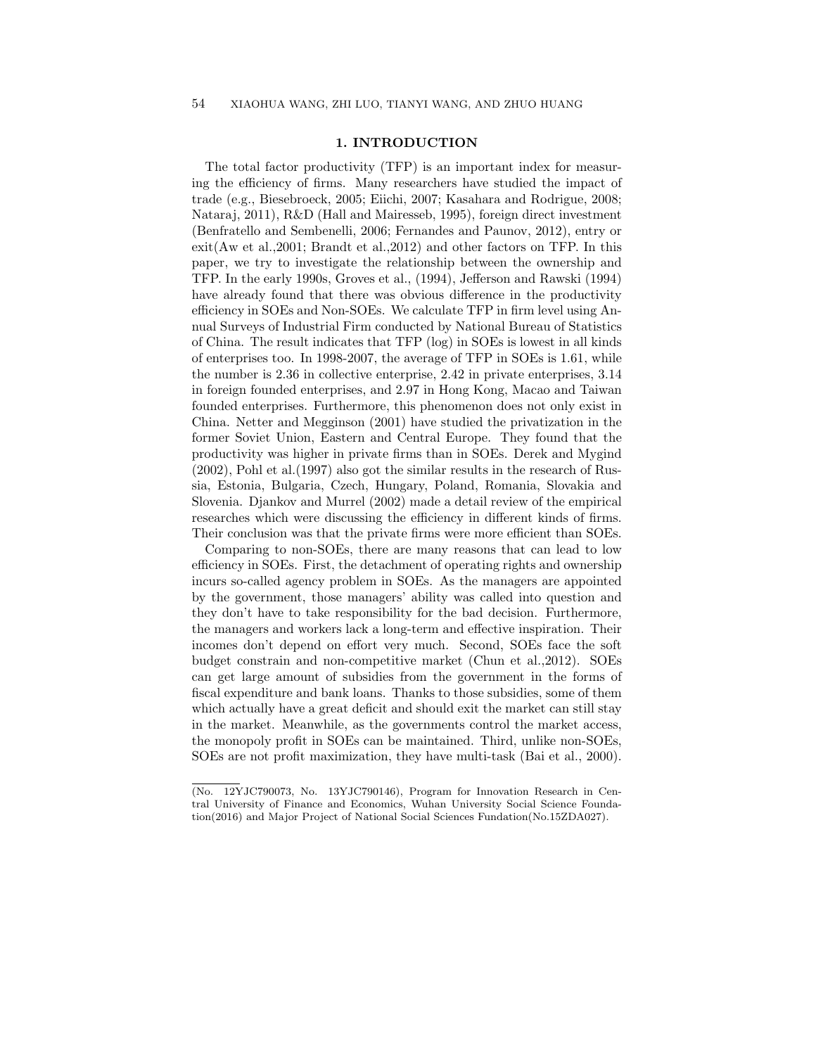## 1. INTRODUCTION

The total factor productivity (TFP) is an important index for measuring the efficiency of firms. Many researchers have studied the impact of trade (e.g., Biesebroeck, 2005; Eiichi, 2007; Kasahara and Rodrigue, 2008; Nataraj, 2011), R&D (Hall and Mairesseb, 1995), foreign direct investment (Benfratello and Sembenelli, 2006; Fernandes and Paunov, 2012), entry or exit(Aw et al.,2001; Brandt et al.,2012) and other factors on TFP. In this paper, we try to investigate the relationship between the ownership and TFP. In the early 1990s, Groves et al., (1994), Jefferson and Rawski (1994) have already found that there was obvious difference in the productivity efficiency in SOEs and Non-SOEs. We calculate TFP in firm level using Annual Surveys of Industrial Firm conducted by National Bureau of Statistics of China. The result indicates that TFP (log) in SOEs is lowest in all kinds of enterprises too. In 1998-2007, the average of TFP in SOEs is 1.61, while the number is 2.36 in collective enterprise, 2.42 in private enterprises, 3.14 in foreign founded enterprises, and 2.97 in Hong Kong, Macao and Taiwan founded enterprises. Furthermore, this phenomenon does not only exist in China. Netter and Megginson (2001) have studied the privatization in the former Soviet Union, Eastern and Central Europe. They found that the productivity was higher in private firms than in SOEs. Derek and Mygind (2002), Pohl et al.(1997) also got the similar results in the research of Russia, Estonia, Bulgaria, Czech, Hungary, Poland, Romania, Slovakia and Slovenia. Djankov and Murrel (2002) made a detail review of the empirical researches which were discussing the efficiency in different kinds of firms. Their conclusion was that the private firms were more efficient than SOEs.

Comparing to non-SOEs, there are many reasons that can lead to low efficiency in SOEs. First, the detachment of operating rights and ownership incurs so-called agency problem in SOEs. As the managers are appointed by the government, those managers' ability was called into question and they don't have to take responsibility for the bad decision. Furthermore, the managers and workers lack a long-term and effective inspiration. Their incomes don't depend on effort very much. Second, SOEs face the soft budget constrain and non-competitive market (Chun et al.,2012). SOEs can get large amount of subsidies from the government in the forms of fiscal expenditure and bank loans. Thanks to those subsidies, some of them which actually have a great deficit and should exit the market can still stay in the market. Meanwhile, as the governments control the market access, the monopoly profit in SOEs can be maintained. Third, unlike non-SOEs, SOEs are not profit maximization, they have multi-task (Bai et al., 2000).

(No. 12YJC790073, No. 13YJC790146), Program for Innovation Research in Central University of Finance and Economics, Wuhan University Social Science Foundation(2016) and Major Project of National Social Sciences Fundation(No.15ZDA027).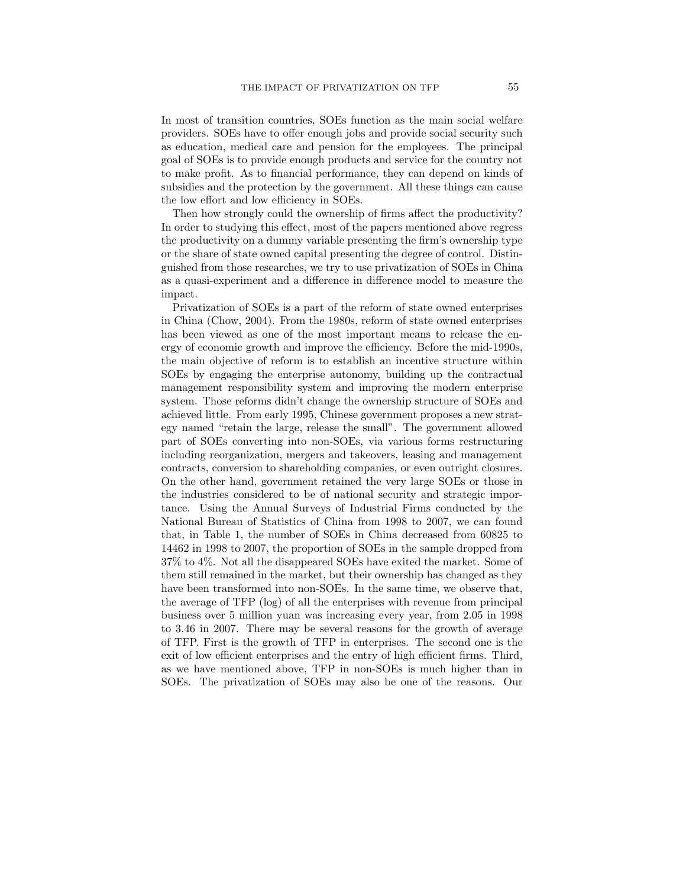In most of transition countries, SOEs function as the main social welfare providers. SOEs have to offer enough jobs and provide social security such as education, medical care and pension for the employees. The principal goal of SOEs is to provide enough products and service for the country not to make profit. As to financial performance, they can depend on kinds of subsidies and the protection by the government. All these things can cause the low effort and low efficiency in SOEs.

Then how strongly could the ownership of firms affect the productivity? In order to studying this effect, most of the papers mentioned above regress the productivity on a dummy variable presenting the firm's ownership type or the share of state owned capital presenting the degree of control. Distinguished from those researches, we try to use privatization of SOEs in China as a quasi-experiment and a difference in difference model to measure the impact.

Privatization of SOEs is a part of the reform of state owned enterprises in China (Chow, 2004). From the 1980s, reform of state owned enterprises has been viewed as one of the most important means to release the energy of economic growth and improve the efficiency. Before the mid-1990s, the main objective of reform is to establish an incentive structure within SOEs by engaging the enterprise autonomy, building up the contractual management responsibility system and improving the modern enterprise system. Those reforms didn't change the ownership structure of SOEs and achieved little. From early 1995, Chinese government proposes a new strategy named "retain the large, release the small". The government allowed part of SOEs converting into non-SOEs, via various forms restructuring including reorganization, mergers and takeovers, leasing and management contracts, conversion to shareholding companies, or even outright closures. On the other hand, government retained the very large SOEs or those in the industries considered to be of national security and strategic importance. Using the Annual Surveys of Industrial Firms conducted by the National Bureau of Statistics of China from 1998 to 2007, we can found that, in Table 1, the number of SOEs in China decreased from 60825 to 14462 in 1998 to 2007, the proportion of SOEs in the sample dropped from 37% to 4%. Not all the disappeared SOEs have exited the market. Some of them still remained in the market, but their ownership has changed as they have been transformed into non-SOEs. In the same time, we observe that, the average of TFP (log) of all the enterprises with revenue from principal business over 5 million yuan was increasing every year, from 2.05 in 1998 to 3.46 in 2007. There may be several reasons for the growth of average of TFP. First is the growth of TFP in enterprises. The second one is the exit of low efficient enterprises and the entry of high efficient firms. Third, as we have mentioned above, TFP in non-SOEs is much higher than in SOEs. The privatization of SOEs may also be one of the reasons. Our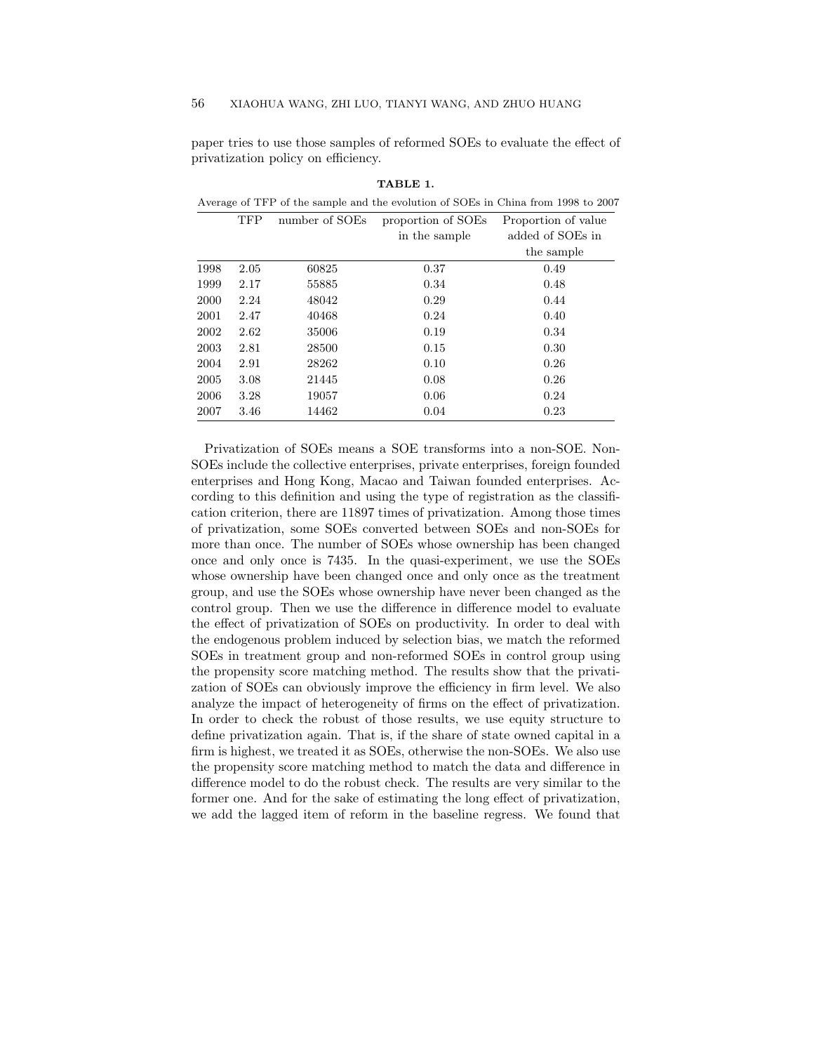paper tries to use those samples of reformed SOEs to evaluate the effect of privatization policy on efficiency.

**TABLE 1.**

Average of TFP of the sample and the evolution of SOEs in China from 1998 to 2007

| | TFP | number of SOEs | proportion of SOEs in the sample | Proportion of value added of SOEs in the sample |
|---|---|---|---|---|
| 1998 | 2.05 | 60825 | 0.37 | 0.49 |
| 1999 | 2.17 | 55885 | 0.34 | 0.48 |
| 2000 | 2.24 | 48042 | 0.29 | 0.44 |
| 2001 | 2.47 | 40468 | 0.24 | 0.40 |
| 2002 | 2.62 | 35006 | 0.19 | 0.34 |
| 2003 | 2.81 | 28500 | 0.15 | 0.30 |
| 2004 | 2.91 | 28262 | 0.10 | 0.26 |
| 2005 | 3.08 | 21445 | 0.08 | 0.26 |
| 2006 | 3.28 | 19057 | 0.06 | 0.24 |
| 2007 | 3.46 | 14462 | 0.04 | 0.23 |

Privatization of SOEs means a SOE transforms into a non-SOE. Non-SOEs include the collective enterprises, private enterprises, foreign founded enterprises and Hong Kong, Macao and Taiwan founded enterprises. According to this definition and using the type of registration as the classification criterion, there are 11897 times of privatization. Among those times of privatization, some SOEs converted between SOEs and non-SOEs for more than once. The number of SOEs whose ownership has been changed once and only once is 7435. In the quasi-experiment, we use the SOEs whose ownership have been changed once and only once as the treatment group, and use the SOEs whose ownership have never been changed as the control group. Then we use the difference in difference model to evaluate the effect of privatization of SOEs on productivity. In order to deal with the endogenous problem induced by selection bias, we match the reformed SOEs in treatment group and non-reformed SOEs in control group using the propensity score matching method. The results show that the privatization of SOEs can obviously improve the efficiency in firm level. We also analyze the impact of heterogeneity of firms on the effect of privatization. In order to check the robust of those results, we use equity structure to define privatization again. That is, if the share of state owned capital in a firm is highest, we treated it as SOEs, otherwise the non-SOEs. We also use the propensity score matching method to match the data and difference in difference model to do the robust check. The results are very similar to the former one. And for the sake of estimating the long effect of privatization, we add the lagged item of reform in the baseline regress. We found that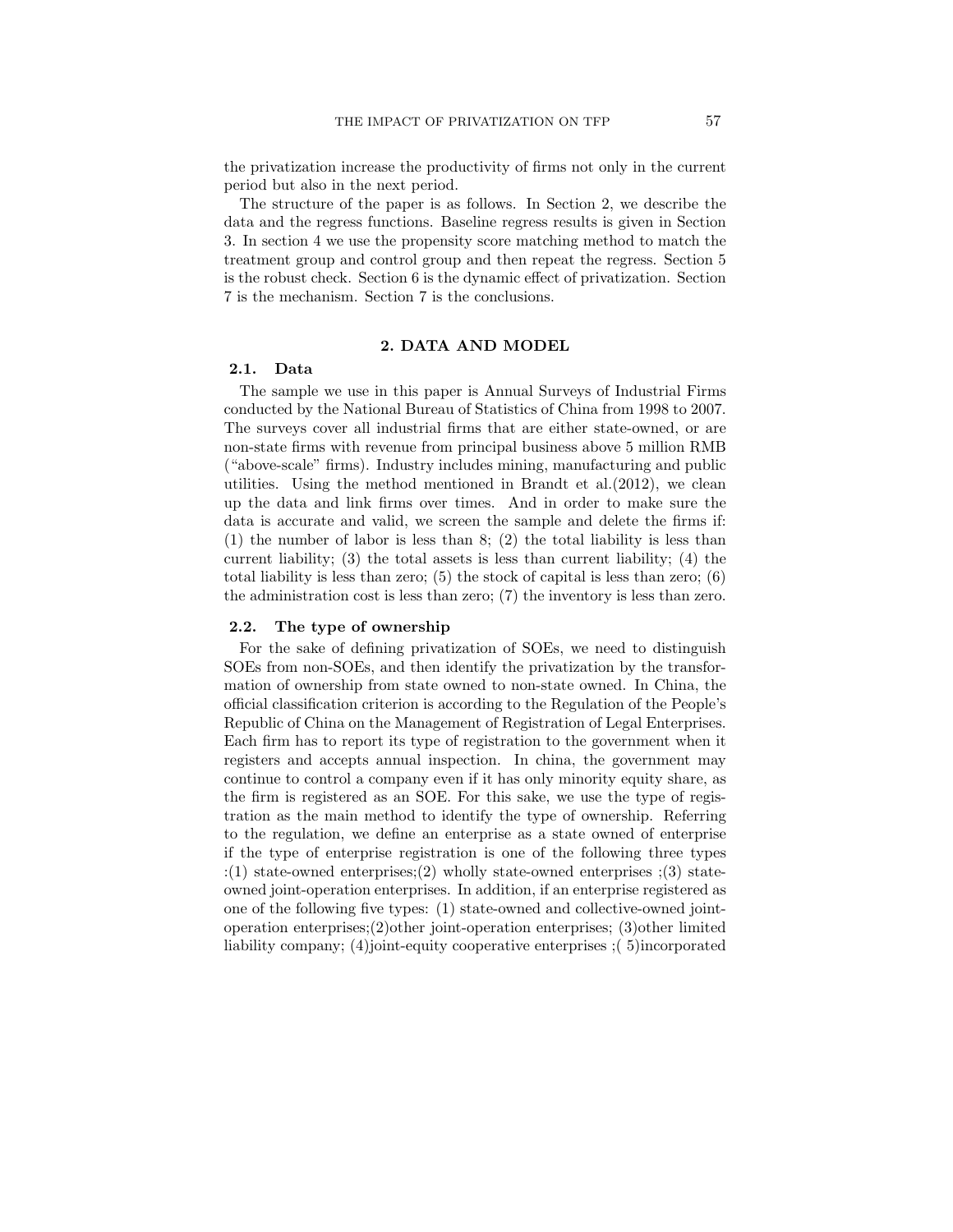the privatization increase the productivity of firms not only in the current period but also in the next period.

The structure of the paper is as follows. In Section 2, we describe the data and the regress functions. Baseline regress results is given in Section 3. In section 4 we use the propensity score matching method to match the treatment group and control group and then repeat the regress. Section 5 is the robust check. Section 6 is the dynamic effect of privatization. Section 7 is the mechanism. Section 7 is the conclusions.

## 2. DATA AND MODEL

### 2.1. Data

The sample we use in this paper is Annual Surveys of Industrial Firms conducted by the National Bureau of Statistics of China from 1998 to 2007. The surveys cover all industrial firms that are either state-owned, or are non-state firms with revenue from principal business above 5 million RMB ("above-scale" firms). Industry includes mining, manufacturing and public utilities. Using the method mentioned in Brandt et al.(2012), we clean up the data and link firms over times. And in order to make sure the data is accurate and valid, we screen the sample and delete the firms if: (1) the number of labor is less than 8; (2) the total liability is less than current liability; (3) the total assets is less than current liability; (4) the total liability is less than zero; (5) the stock of capital is less than zero; (6) the administration cost is less than zero; (7) the inventory is less than zero.

### 2.2. The type of ownership

For the sake of defining privatization of SOEs, we need to distinguish SOEs from non-SOEs, and then identify the privatization by the transformation of ownership from state owned to non-state owned. In China, the official classification criterion is according to the Regulation of the People's Republic of China on the Management of Registration of Legal Enterprises. Each firm has to report its type of registration to the government when it registers and accepts annual inspection. In china, the government may continue to control a company even if it has only minority equity share, as the firm is registered as an SOE. For this sake, we use the type of registration as the main method to identify the type of ownership. Referring to the regulation, we define an enterprise as a state owned of enterprise if the type of enterprise registration is one of the following three types :(1) state-owned enterprises;(2) wholly state-owned enterprises ;(3) state-owned joint-operation enterprises. In addition, if an enterprise registered as one of the following five types: (1) state-owned and collective-owned joint-operation enterprises;(2)other joint-operation enterprises; (3)other limited liability company; (4)joint-equity cooperative enterprises ;( 5)incorporated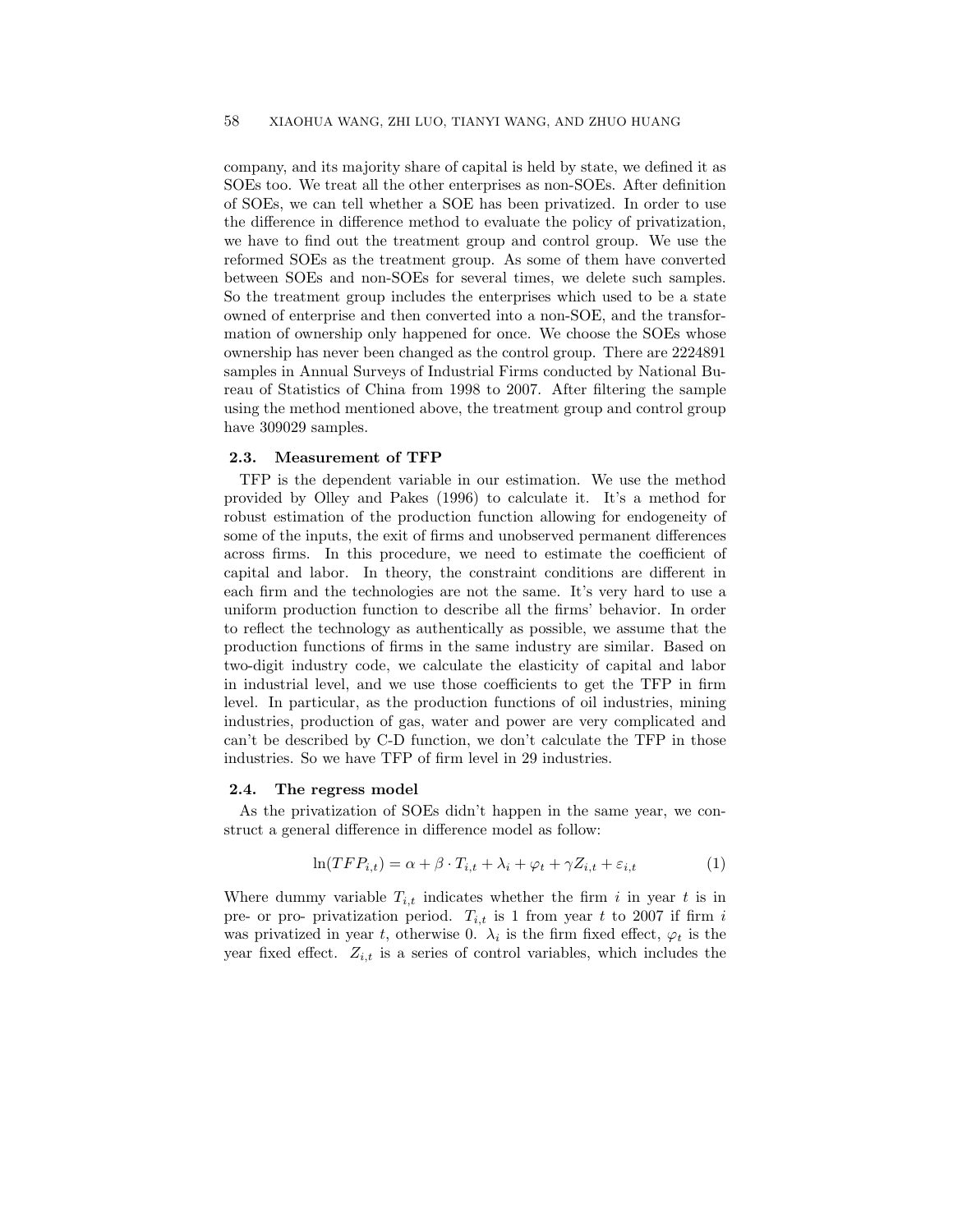company, and its majority share of capital is held by state, we defined it as SOEs too. We treat all the other enterprises as non-SOEs. After definition of SOEs, we can tell whether a SOE has been privatized. In order to use the difference in difference method to evaluate the policy of privatization, we have to find out the treatment group and control group. We use the reformed SOEs as the treatment group. As some of them have converted between SOEs and non-SOEs for several times, we delete such samples. So the treatment group includes the enterprises which used to be a state owned of enterprise and then converted into a non-SOE, and the transformation of ownership only happened for once. We choose the SOEs whose ownership has never been changed as the control group. There are 2224891 samples in Annual Surveys of Industrial Firms conducted by National Bureau of Statistics of China from 1998 to 2007. After filtering the sample using the method mentioned above, the treatment group and control group have 309029 samples.

### 2.3. Measurement of TFP

TFP is the dependent variable in our estimation. We use the method provided by Olley and Pakes (1996) to calculate it. It's a method for robust estimation of the production function allowing for endogeneity of some of the inputs, the exit of firms and unobserved permanent differences across firms. In this procedure, we need to estimate the coefficient of capital and labor. In theory, the constraint conditions are different in each firm and the technologies are not the same. It's very hard to use a uniform production function to describe all the firms' behavior. In order to reflect the technology as authentically as possible, we assume that the production functions of firms in the same industry are similar. Based on two-digit industry code, we calculate the elasticity of capital and labor in industrial level, and we use those coefficients to get the TFP in firm level. In particular, as the production functions of oil industries, mining industries, production of gas, water and power are very complicated and can't be described by C-D function, we don't calculate the TFP in those industries. So we have TFP of firm level in 29 industries.

### 2.4. The regress model

As the privatization of SOEs didn't happen in the same year, we construct a general difference in difference model as follow:

$$\ln(TFP_{i,t}) = \alpha + \beta \cdot T_{i,t} + \lambda_i + \varphi_t + \gamma Z_{i,t} + \varepsilon_{i,t} \tag{1}$$

Where dummy variable $T_{i,t}$ indicates whether the firm $i$ in year $t$ is in pre- or pro- privatization period. $T_{i,t}$ is 1 from year $t$ to 2007 if firm $i$ was privatized in year $t$, otherwise 0. $\lambda_i$ is the firm fixed effect, $\varphi_t$ is the year fixed effect. $Z_{i,t}$ is a series of control variables, which includes the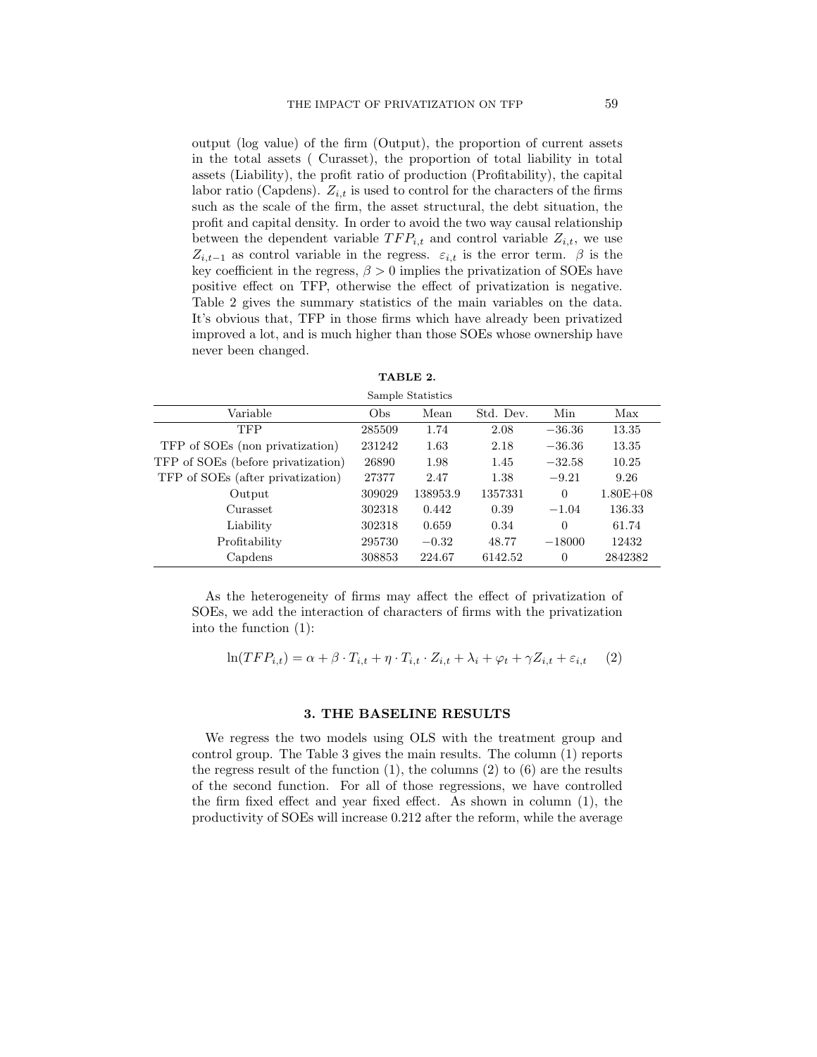output (log value) of the firm (Output), the proportion of current assets in the total assets ( Curasset), the proportion of total liability in total assets (Liability), the profit ratio of production (Profitability), the capital labor ratio (Capdens). $Z_{i,t}$ is used to control for the characters of the firms such as the scale of the firm, the asset structural, the debt situation, the profit and capital density. In order to avoid the two way causal relationship between the dependent variable $TFP_{i,t}$ and control variable $Z_{i,t}$, we use $Z_{i,t-1}$ as control variable in the regress. $\varepsilon_{i,t}$ is the error term. $\beta$ is the key coefficient in the regress, $\beta > 0$ implies the privatization of SOEs have positive effect on TFP, otherwise the effect of privatization is negative. Table 2 gives the summary statistics of the main variables on the data. It's obvious that, TFP in those firms which have already been privatized improved a lot, and is much higher than those SOEs whose ownership have never been changed.

**TABLE 2.**

Sample Statistics

| Variable | Obs | Mean | Std. Dev. | Min | Max |
|---|---|---|---|---|---|
| TFP | 285509 | 1.74 | 2.08 | −36.36 | 13.35 |
| TFP of SOEs (non privatization) | 231242 | 1.63 | 2.18 | −36.36 | 13.35 |
| TFP of SOEs (before privatization) | 26890 | 1.98 | 1.45 | −32.58 | 10.25 |
| TFP of SOEs (after privatization) | 27377 | 2.47 | 1.38 | −9.21 | 9.26 |
| Output | 309029 | 138953.9 | 1357331 | 0 | 1.80E+08 |
| Curasset | 302318 | 0.442 | 0.39 | −1.04 | 136.33 |
| Liability | 302318 | 0.659 | 0.34 | 0 | 61.74 |
| Profitability | 295730 | −0.32 | 48.77 | −18000 | 12432 |
| Capdens | 308853 | 224.67 | 6142.52 | 0 | 2842382 |

As the heterogeneity of firms may affect the effect of privatization of SOEs, we add the interaction of characters of firms with the privatization into the function (1):

$$\ln(TFP_{i,t}) = \alpha + \beta \cdot T_{i,t} + \eta \cdot T_{i,t} \cdot Z_{i,t} + \lambda_i + \varphi_t + \gamma Z_{i,t} + \varepsilon_{i,t} \quad (2)$$

## 3. THE BASELINE RESULTS

We regress the two models using OLS with the treatment group and control group. The Table 3 gives the main results. The column (1) reports the regress result of the function (1), the columns (2) to (6) are the results of the second function. For all of those regressions, we have controlled the firm fixed effect and year fixed effect. As shown in column (1), the productivity of SOEs will increase 0.212 after the reform, while the average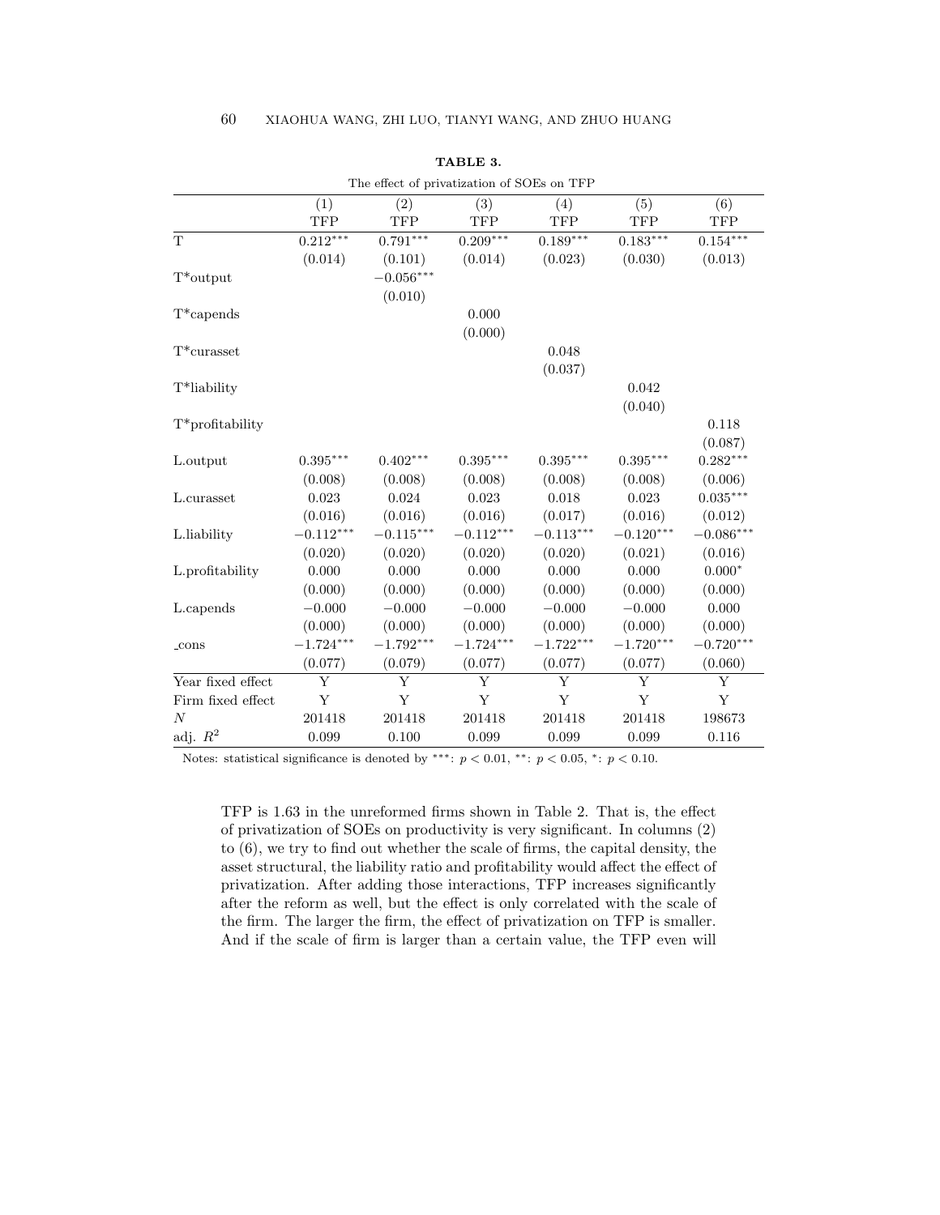**TABLE 3.**

The effect of privatization of SOEs on TFP

| | (1) | (2) | (3) | (4) | (5) | (6) |
|---|---|---|---|---|---|---|
| | TFP | TFP | TFP | TFP | TFP | TFP |
| T | $0.212^{***}$ | $0.791^{***}$ | $0.209^{***}$ | $0.189^{***}$ | $0.183^{***}$ | $0.154^{***}$ |
| | (0.014) | (0.101) | (0.014) | (0.023) | (0.030) | (0.013) |
| T*output | | $-0.056^{***}$ | | | | |
| | | (0.010) | | | | |
| T*capends | | | 0.000 | | | |
| | | | (0.000) | | | |
| T*curasset | | | | 0.048 | | |
| | | | | (0.037) | | |
| T*liability | | | | | 0.042 | |
| | | | | | (0.040) | |
| T*profitability | | | | | | 0.118 |
| | | | | | | (0.087) |
| L.output | $0.395^{***}$ | $0.402^{***}$ | $0.395^{***}$ | $0.395^{***}$ | $0.395^{***}$ | $0.282^{***}$ |
| | (0.008) | (0.008) | (0.008) | (0.008) | (0.008) | (0.006) |
| L.curasset | 0.023 | 0.024 | 0.023 | 0.018 | 0.023 | $0.035^{***}$ |
| | (0.016) | (0.016) | (0.016) | (0.017) | (0.016) | (0.012) |
| L.liability | $-0.112^{***}$ | $-0.115^{***}$ | $-0.112^{***}$ | $-0.113^{***}$ | $-0.120^{***}$ | $-0.086^{***}$ |
| | (0.020) | (0.020) | (0.020) | (0.020) | (0.021) | (0.016) |
| L.profitability | 0.000 | 0.000 | 0.000 | 0.000 | 0.000 | $0.000^{*}$ |
| | (0.000) | (0.000) | (0.000) | (0.000) | (0.000) | (0.000) |
| L.capends | −0.000 | −0.000 | −0.000 | −0.000 | −0.000 | 0.000 |
| | (0.000) | (0.000) | (0.000) | (0.000) | (0.000) | (0.000) |
| _cons | $-1.724^{***}$ | $-1.792^{***}$ | $-1.724^{***}$ | $-1.722^{***}$ | $-1.720^{***}$ | $-0.720^{***}$ |
| | (0.077) | (0.079) | (0.077) | (0.077) | (0.077) | (0.060) |
| Year fixed effect | Y | Y | Y | Y | Y | Y |
| Firm fixed effect | Y | Y | Y | Y | Y | Y |
| $N$ | 201418 | 201418 | 201418 | 201418 | 201418 | 198673 |
| adj. $R^2$ | 0.099 | 0.100 | 0.099 | 0.099 | 0.099 | 0.116 |

Notes: statistical significance is denoted by ***: $p < 0.01$, **: $p < 0.05$, *: $p < 0.10$.

TFP is 1.63 in the unreformed firms shown in Table 2. That is, the effect of privatization of SOEs on productivity is very significant. In columns (2) to (6), we try to find out whether the scale of firms, the capital density, the asset structural, the liability ratio and profitability would affect the effect of privatization. After adding those interactions, TFP increases significantly after the reform as well, but the effect is only correlated with the scale of the firm. The larger the firm, the effect of privatization on TFP is smaller. And if the scale of firm is larger than a certain value, the TFP even will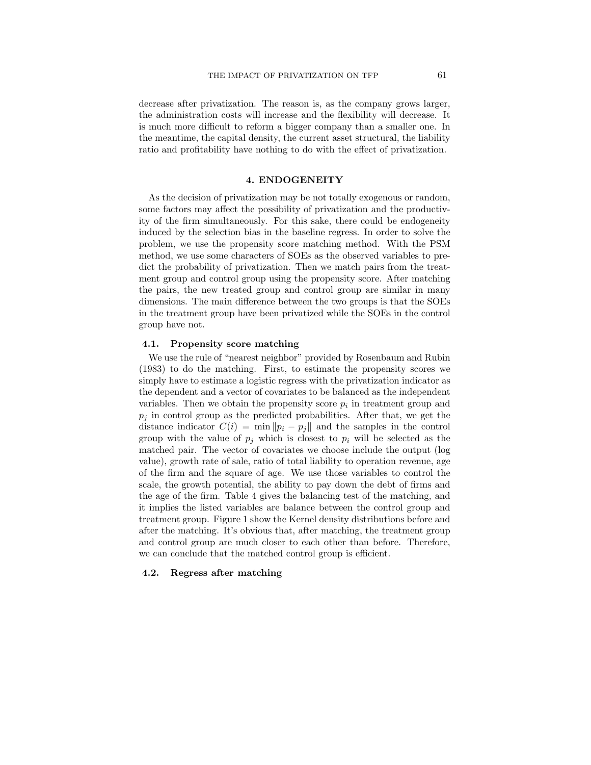decrease after privatization. The reason is, as the company grows larger, the administration costs will increase and the flexibility will decrease. It is much more difficult to reform a bigger company than a smaller one. In the meantime, the capital density, the current asset structural, the liability ratio and profitability have nothing to do with the effect of privatization.

## 4. ENDOGENEITY

As the decision of privatization may be not totally exogenous or random, some factors may affect the possibility of privatization and the productivity of the firm simultaneously. For this sake, there could be endogeneity induced by the selection bias in the baseline regress. In order to solve the problem, we use the propensity score matching method. With the PSM method, we use some characters of SOEs as the observed variables to predict the probability of privatization. Then we match pairs from the treatment group and control group using the propensity score. After matching the pairs, the new treated group and control group are similar in many dimensions. The main difference between the two groups is that the SOEs in the treatment group have been privatized while the SOEs in the control group have not.

### 4.1. Propensity score matching

We use the rule of "nearest neighbor" provided by Rosenbaum and Rubin (1983) to do the matching. First, to estimate the propensity scores we simply have to estimate a logistic regress with the privatization indicator as the dependent and a vector of covariates to be balanced as the independent variables. Then we obtain the propensity score $p_i$ in treatment group and $p_j$ in control group as the predicted probabilities. After that, we get the distance indicator $C(i) = \min \|p_i - p_j\|$ and the samples in the control group with the value of $p_j$ which is closest to $p_i$ will be selected as the matched pair. The vector of covariates we choose include the output (log value), growth rate of sale, ratio of total liability to operation revenue, age of the firm and the square of age. We use those variables to control the scale, the growth potential, the ability to pay down the debt of firms and the age of the firm. Table 4 gives the balancing test of the matching, and it implies the listed variables are balance between the control group and treatment group. Figure 1 show the Kernel density distributions before and after the matching. It's obvious that, after matching, the treatment group and control group are much closer to each other than before. Therefore, we can conclude that the matched control group is efficient.

### 4.2. Regress after matching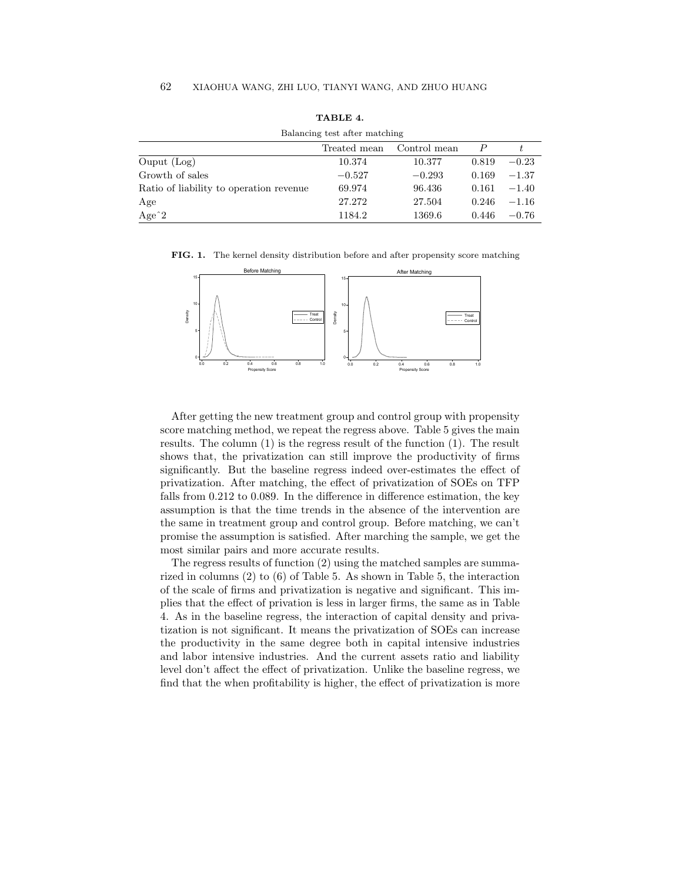**TABLE 4.**

Balancing test after matching

|  | Treated mean | Control mean | $P$ | $t$ |
|---|---|---|---|---|
| Ouput (Log) | 10.374 | 10.377 | 0.819 | −0.23 |
| Growth of sales | −0.527 | −0.293 | 0.169 | −1.37 |
| Ratio of liability to operation revenue | 69.974 | 96.436 | 0.161 | −1.40 |
| Age | 27.272 | 27.504 | 0.246 | −1.16 |
| Age^2 | 1184.2 | 1369.6 | 0.446 | −0.76 |

**FIG. 1.** The kernel density distribution before and after propensity score matching

After getting the new treatment group and control group with propensity score matching method, we repeat the regress above. Table 5 gives the main results. The column (1) is the regress result of the function (1). The result shows that, the privatization can still improve the productivity of firms significantly. But the baseline regress indeed over-estimates the effect of privatization. After matching, the effect of privatization of SOEs on TFP falls from 0.212 to 0.089. In the difference in difference estimation, the key assumption is that the time trends in the absence of the intervention are the same in treatment group and control group. Before matching, we can't promise the assumption is satisfied. After marching the sample, we get the most similar pairs and more accurate results.

The regress results of function (2) using the matched samples are summarized in columns (2) to (6) of Table 5. As shown in Table 5, the interaction of the scale of firms and privatization is negative and significant. This implies that the effect of privation is less in larger firms, the same as in Table 4. As in the baseline regress, the interaction of capital density and privatization is not significant. It means the privatization of SOEs can increase the productivity in the same degree both in capital intensive industries and labor intensive industries. And the current assets ratio and liability level don't affect the effect of privatization. Unlike the baseline regress, we find that the when profitability is higher, the effect of privatization is more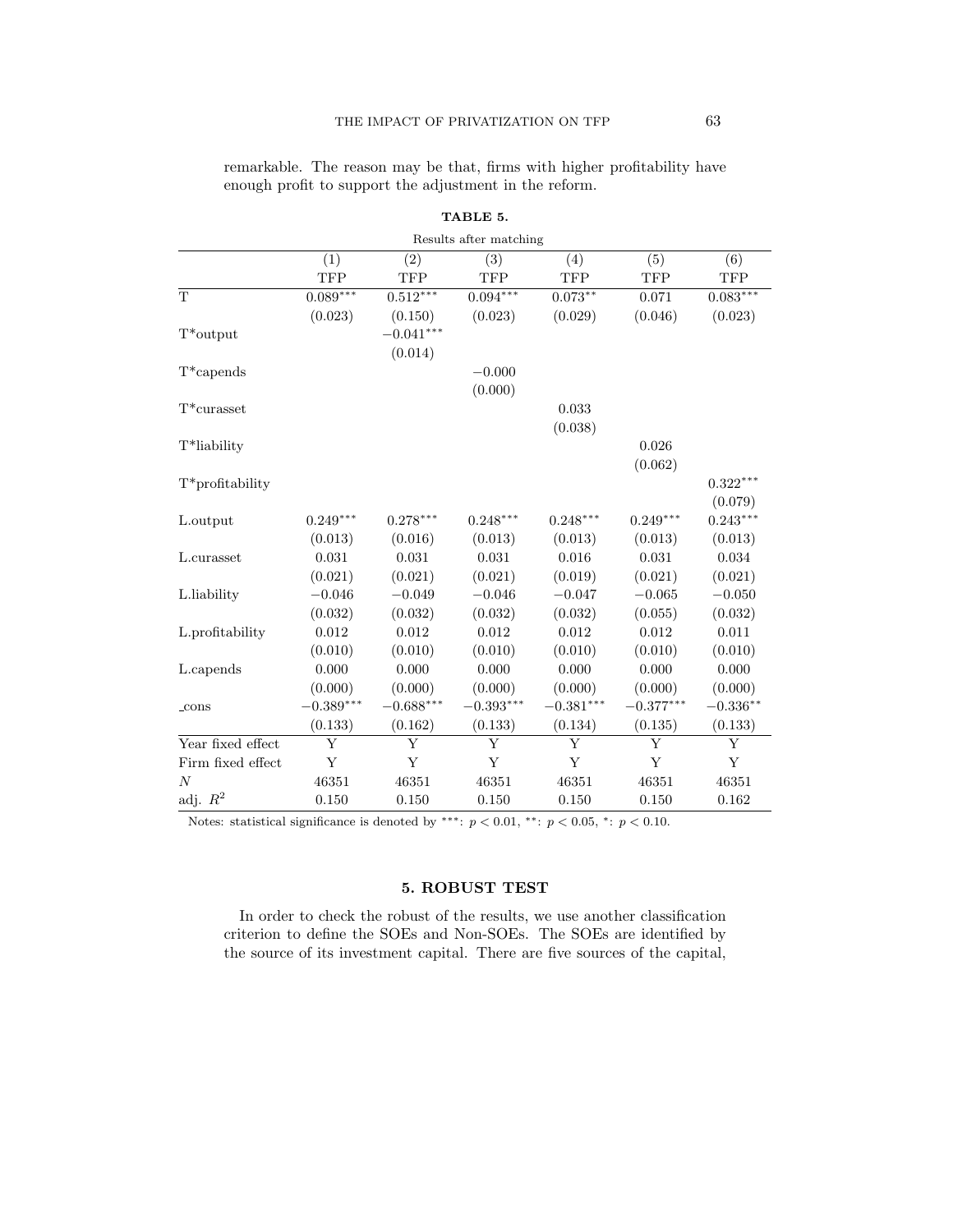remarkable. The reason may be that, firms with higher profitability have enough profit to support the adjustment in the reform.

**TABLE 5.**

Results after matching

| | (1) | (2) | (3) | (4) | (5) | (6) |
|---|---|---|---|---|---|---|
| | TFP | TFP | TFP | TFP | TFP | TFP |
| T | $0.089^{***}$ | $0.512^{***}$ | $0.094^{***}$ | $0.073^{**}$ | 0.071 | $0.083^{***}$ |
| | (0.023) | (0.150) | (0.023) | (0.029) | (0.046) | (0.023) |
| T*output | | $-0.041^{***}$ | | | | |
| | | (0.014) | | | | |
| T*capends | | | $-0.000$ | | | |
| | | | (0.000) | | | |
| T*curasset | | | | 0.033 | | |
| | | | | (0.038) | | |
| T*liability | | | | | 0.026 | |
| | | | | | (0.062) | |
| T*profitability | | | | | | $0.322^{***}$ |
| | | | | | | (0.079) |
| L.output | $0.249^{***}$ | $0.278^{***}$ | $0.248^{***}$ | $0.248^{***}$ | $0.249^{***}$ | $0.243^{***}$ |
| | (0.013) | (0.016) | (0.013) | (0.013) | (0.013) | (0.013) |
| L.curasset | 0.031 | 0.031 | 0.031 | 0.016 | 0.031 | 0.034 |
| | (0.021) | (0.021) | (0.021) | (0.019) | (0.021) | (0.021) |
| L.liability | $-0.046$ | $-0.049$ | $-0.046$ | $-0.047$ | $-0.065$ | $-0.050$ |
| | (0.032) | (0.032) | (0.032) | (0.032) | (0.055) | (0.032) |
| L.profitability | 0.012 | 0.012 | 0.012 | 0.012 | 0.012 | 0.011 |
| | (0.010) | (0.010) | (0.010) | (0.010) | (0.010) | (0.010) |
| L.capends | 0.000 | 0.000 | 0.000 | 0.000 | 0.000 | 0.000 |
| | (0.000) | (0.000) | (0.000) | (0.000) | (0.000) | (0.000) |
| _cons | $-0.389^{***}$ | $-0.688^{***}$ | $-0.393^{***}$ | $-0.381^{***}$ | $-0.377^{***}$ | $-0.336^{**}$ |
| | (0.133) | (0.162) | (0.133) | (0.134) | (0.135) | (0.133) |
| Year fixed effect | Y | Y | Y | Y | Y | Y |
| Firm fixed effect | Y | Y | Y | Y | Y | Y |
| $N$ | 46351 | 46351 | 46351 | 46351 | 46351 | 46351 |
| adj. $R^2$ | 0.150 | 0.150 | 0.150 | 0.150 | 0.150 | 0.162 |

Notes: statistical significance is denoted by ***: $p < 0.01$, **: $p < 0.05$, *: $p < 0.10$.

## 5. ROBUST TEST

In order to check the robust of the results, we use another classification criterion to define the SOEs and Non-SOEs. The SOEs are identified by the source of its investment capital. There are five sources of the capital,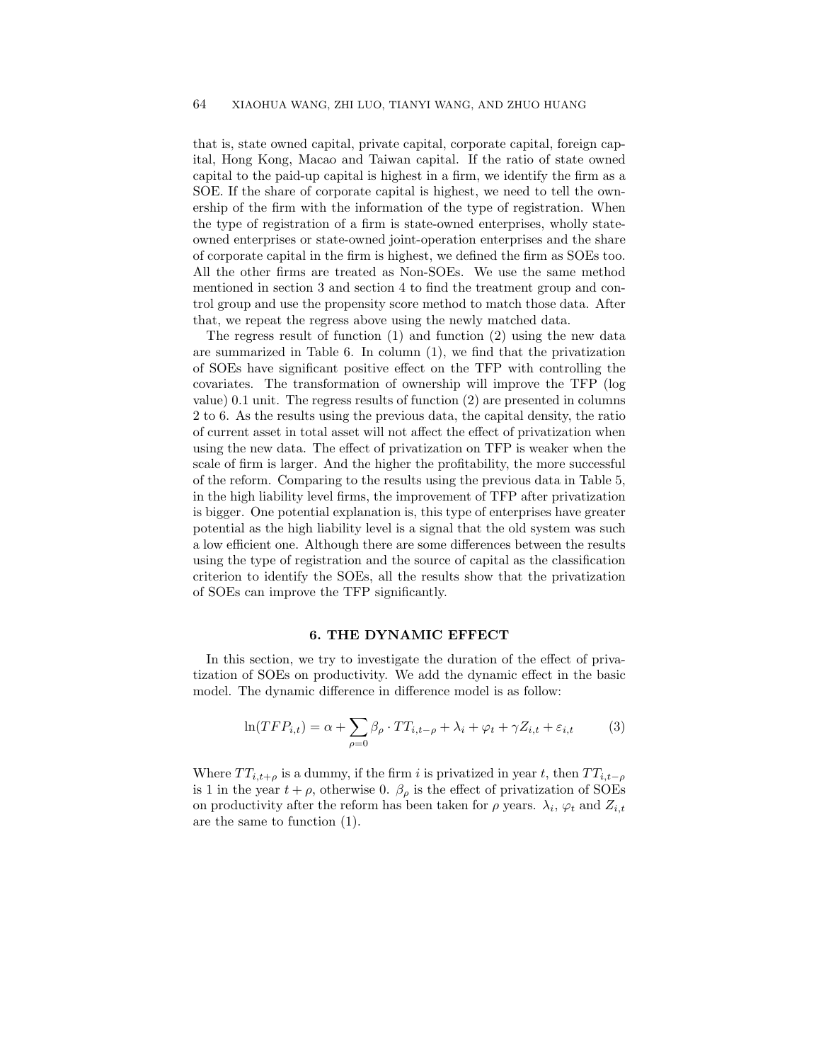that is, state owned capital, private capital, corporate capital, foreign capital, Hong Kong, Macao and Taiwan capital. If the ratio of state owned capital to the paid-up capital is highest in a firm, we identify the firm as a SOE. If the share of corporate capital is highest, we need to tell the ownership of the firm with the information of the type of registration. When the type of registration of a firm is state-owned enterprises, wholly state-owned enterprises or state-owned joint-operation enterprises and the share of corporate capital in the firm is highest, we defined the firm as SOEs too. All the other firms are treated as Non-SOEs. We use the same method mentioned in section 3 and section 4 to find the treatment group and control group and use the propensity score method to match those data. After that, we repeat the regress above using the newly matched data.

The regress result of function (1) and function (2) using the new data are summarized in Table 6. In column (1), we find that the privatization of SOEs have significant positive effect on the TFP with controlling the covariates. The transformation of ownership will improve the TFP (log value) 0.1 unit. The regress results of function (2) are presented in columns 2 to 6. As the results using the previous data, the capital density, the ratio of current asset in total asset will not affect the effect of privatization when using the new data. The effect of privatization on TFP is weaker when the scale of firm is larger. And the higher the profitability, the more successful of the reform. Comparing to the results using the previous data in Table 5, in the high liability level firms, the improvement of TFP after privatization is bigger. One potential explanation is, this type of enterprises have greater potential as the high liability level is a signal that the old system was such a low efficient one. Although there are some differences between the results using the type of registration and the source of capital as the classification criterion to identify the SOEs, all the results show that the privatization of SOEs can improve the TFP significantly.

## 6. THE DYNAMIC EFFECT

In this section, we try to investigate the duration of the effect of privatization of SOEs on productivity. We add the dynamic effect in the basic model. The dynamic difference in difference model is as follow:

$$\ln(TFP_{i,t}) = \alpha + \sum_{\rho=0} \beta_\rho \cdot TT_{i,t-\rho} + \lambda_i + \varphi_t + \gamma Z_{i,t} + \varepsilon_{i,t} \tag{3}$$

Where $TT_{i,t+\rho}$ is a dummy, if the firm $i$ is privatized in year $t$, then $TT_{i,t-\rho}$ is 1 in the year $t+\rho$, otherwise 0. $\beta_\rho$ is the effect of privatization of SOEs on productivity after the reform has been taken for $\rho$ years. $\lambda_i$, $\varphi_t$ and $Z_{i,t}$ are the same to function (1).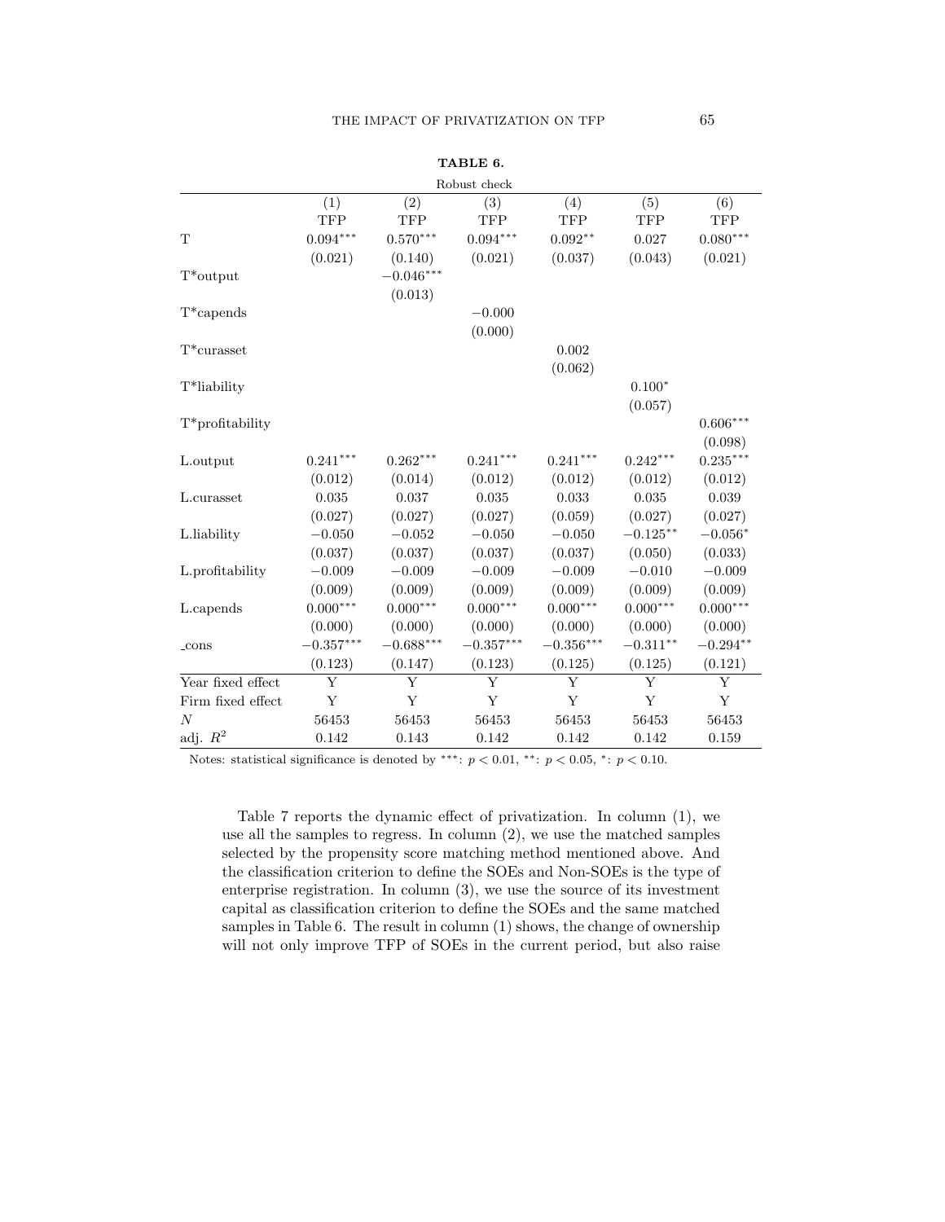**TABLE 6.**

Robust check

| | (1) | (2) | (3) | (4) | (5) | (6) |
|---|---|---|---|---|---|---|
| | TFP | TFP | TFP | TFP | TFP | TFP |
| T | $0.094^{***}$ | $0.570^{***}$ | $0.094^{***}$ | $0.092^{**}$ | 0.027 | $0.080^{***}$ |
| | (0.021) | (0.140) | (0.021) | (0.037) | (0.043) | (0.021) |
| T*output | | $-0.046^{***}$ | | | | |
| | | (0.013) | | | | |
| T*capends | | | $-0.000$ | | | |
| | | | (0.000) | | | |
| T*curasset | | | | 0.002 | | |
| | | | | (0.062) | | |
| T*liability | | | | | $0.100^{*}$ | |
| | | | | | (0.057) | |
| T*profitability | | | | | | $0.606^{***}$ |
| | | | | | | (0.098) |
| L.output | $0.241^{***}$ | $0.262^{***}$ | $0.241^{***}$ | $0.241^{***}$ | $0.242^{***}$ | $0.235^{***}$ |
| | (0.012) | (0.014) | (0.012) | (0.012) | (0.012) | (0.012) |
| L.curasset | 0.035 | 0.037 | 0.035 | 0.033 | 0.035 | 0.039 |
| | (0.027) | (0.027) | (0.027) | (0.059) | (0.027) | (0.027) |
| L.liability | $-0.050$ | $-0.052$ | $-0.050$ | $-0.050$ | $-0.125^{**}$ | $-0.056^{*}$ |
| | (0.037) | (0.037) | (0.037) | (0.037) | (0.050) | (0.033) |
| L.profitability | $-0.009$ | $-0.009$ | $-0.009$ | $-0.009$ | $-0.010$ | $-0.009$ |
| | (0.009) | (0.009) | (0.009) | (0.009) | (0.009) | (0.009) |
| L.capends | $0.000^{***}$ | $0.000^{***}$ | $0.000^{***}$ | $0.000^{***}$ | $0.000^{***}$ | $0.000^{***}$ |
| | (0.000) | (0.000) | (0.000) | (0.000) | (0.000) | (0.000) |
| _cons | $-0.357^{***}$ | $-0.688^{***}$ | $-0.357^{***}$ | $-0.356^{***}$ | $-0.311^{**}$ | $-0.294^{**}$ |
| | (0.123) | (0.147) | (0.123) | (0.125) | (0.125) | (0.121) |
| Year fixed effect | Y | Y | Y | Y | Y | Y |
| Firm fixed effect | Y | Y | Y | Y | Y | Y |
| $N$ | 56453 | 56453 | 56453 | 56453 | 56453 | 56453 |
| adj. $R^2$ | 0.142 | 0.143 | 0.142 | 0.142 | 0.142 | 0.159 |

Notes: statistical significance is denoted by ***: $p < 0.01$, **: $p < 0.05$, *: $p < 0.10$.

Table 7 reports the dynamic effect of privatization. In column (1), we use all the samples to regress. In column (2), we use the matched samples selected by the propensity score matching method mentioned above. And the classification criterion to define the SOEs and Non-SOEs is the type of enterprise registration. In column (3), we use the source of its investment capital as classification criterion to define the SOEs and the same matched samples in Table 6. The result in column (1) shows, the change of ownership will not only improve TFP of SOEs in the current period, but also raise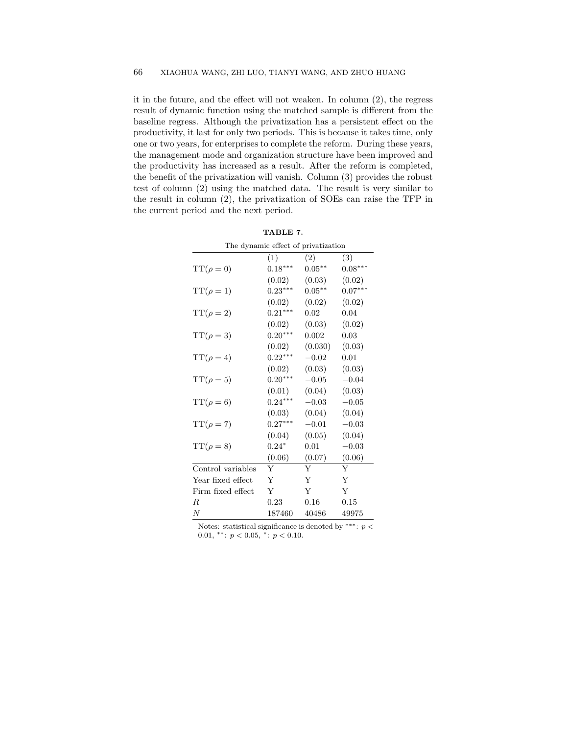it in the future, and the effect will not weaken. In column (2), the regress result of dynamic function using the matched sample is different from the baseline regress. Although the privatization has a persistent effect on the productivity, it last for only two periods. This is because it takes time, only one or two years, for enterprises to complete the reform. During these years, the management mode and organization structure have been improved and the productivity has increased as a result. After the reform is completed, the benefit of the privatization will vanish. Column (3) provides the robust test of column (2) using the matched data. The result is very similar to the result in column (2), the privatization of SOEs can raise the TFP in the current period and the next period.

**TABLE 7.**

The dynamic effect of privatization

| | (1) | (2) | (3) |
|---|---|---|---|
| $TT(\rho = 0)$ | $0.18^{***}$ | $0.05^{**}$ | $0.08^{***}$ |
| | (0.02) | (0.03) | (0.02) |
| $TT(\rho = 1)$ | $0.23^{***}$ | $0.05^{**}$ | $0.07^{***}$ |
| | (0.02) | (0.02) | (0.02) |
| $TT(\rho = 2)$ | $0.21^{***}$ | 0.02 | 0.04 |
| | (0.02) | (0.03) | (0.02) |
| $TT(\rho = 3)$ | $0.20^{***}$ | 0.002 | 0.03 |
| | (0.02) | (0.030) | (0.03) |
| $TT(\rho = 4)$ | $0.22^{***}$ | $-0.02$ | 0.01 |
| | (0.02) | (0.03) | (0.03) |
| $TT(\rho = 5)$ | $0.20^{***}$ | $-0.05$ | $-0.04$ |
| | (0.01) | (0.04) | (0.03) |
| $TT(\rho = 6)$ | $0.24^{***}$ | $-0.03$ | $-0.05$ |
| | (0.03) | (0.04) | (0.04) |
| $TT(\rho = 7)$ | $0.27^{***}$ | $-0.01$ | $-0.03$ |
| | (0.04) | (0.05) | (0.04) |
| $TT(\rho = 8)$ | $0.24^{*}$ | 0.01 | $-0.03$ |
| | (0.06) | (0.07) | (0.06) |
| Control variables | Y | Y | Y |
| Year fixed effect | Y | Y | Y |
| Firm fixed effect | Y | Y | Y |
| $R$ | 0.23 | 0.16 | 0.15 |
| $N$ | 187460 | 40486 | 49975 |

Notes: statistical significance is denoted by ***: $p < 0.01$, **: $p < 0.05$, *: $p < 0.10$.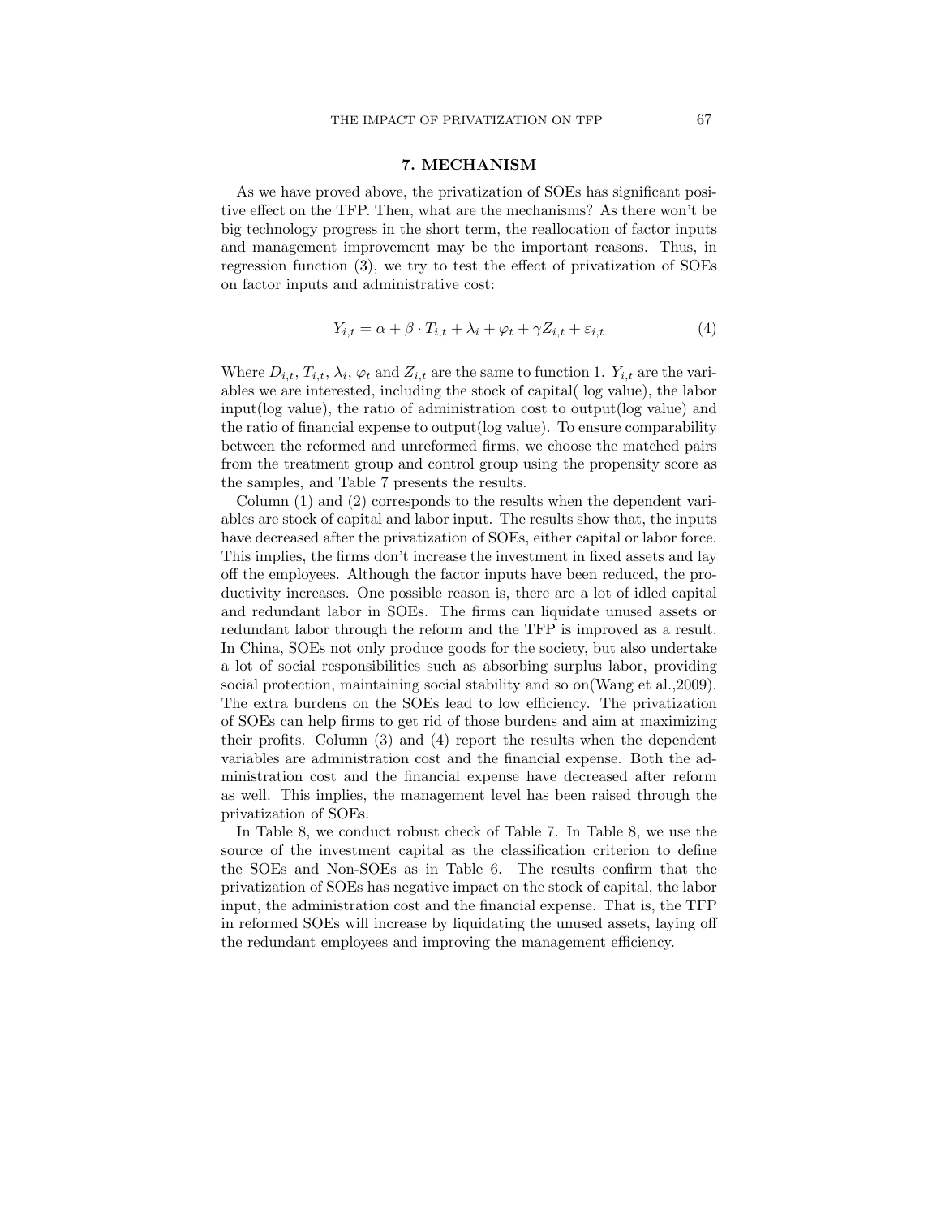## 7. MECHANISM

As we have proved above, the privatization of SOEs has significant positive effect on the TFP. Then, what are the mechanisms? As there won't be big technology progress in the short term, the reallocation of factor inputs and management improvement may be the important reasons. Thus, in regression function (3), we try to test the effect of privatization of SOEs on factor inputs and administrative cost:

$$Y_{i,t} = \alpha + \beta \cdot T_{i,t} + \lambda_i + \varphi_t + \gamma Z_{i,t} + \varepsilon_{i,t} \tag{4}$$

Where $D_{i,t}$, $T_{i,t}$, $\lambda_i$, $\varphi_t$ and $Z_{i,t}$ are the same to function 1. $Y_{i,t}$ are the variables we are interested, including the stock of capital( log value), the labor input(log value), the ratio of administration cost to output(log value) and the ratio of financial expense to output(log value). To ensure comparability between the reformed and unreformed firms, we choose the matched pairs from the treatment group and control group using the propensity score as the samples, and Table 7 presents the results.

Column (1) and (2) corresponds to the results when the dependent variables are stock of capital and labor input. The results show that, the inputs have decreased after the privatization of SOEs, either capital or labor force. This implies, the firms don't increase the investment in fixed assets and lay off the employees. Although the factor inputs have been reduced, the productivity increases. One possible reason is, there are a lot of idled capital and redundant labor in SOEs. The firms can liquidate unused assets or redundant labor through the reform and the TFP is improved as a result. In China, SOEs not only produce goods for the society, but also undertake a lot of social responsibilities such as absorbing surplus labor, providing social protection, maintaining social stability and so on(Wang et al.,2009). The extra burdens on the SOEs lead to low efficiency. The privatization of SOEs can help firms to get rid of those burdens and aim at maximizing their profits. Column (3) and (4) report the results when the dependent variables are administration cost and the financial expense. Both the administration cost and the financial expense have decreased after reform as well. This implies, the management level has been raised through the privatization of SOEs.

In Table 8, we conduct robust check of Table 7. In Table 8, we use the source of the investment capital as the classification criterion to define the SOEs and Non-SOEs as in Table 6. The results confirm that the privatization of SOEs has negative impact on the stock of capital, the labor input, the administration cost and the financial expense. That is, the TFP in reformed SOEs will increase by liquidating the unused assets, laying off the redundant employees and improving the management efficiency.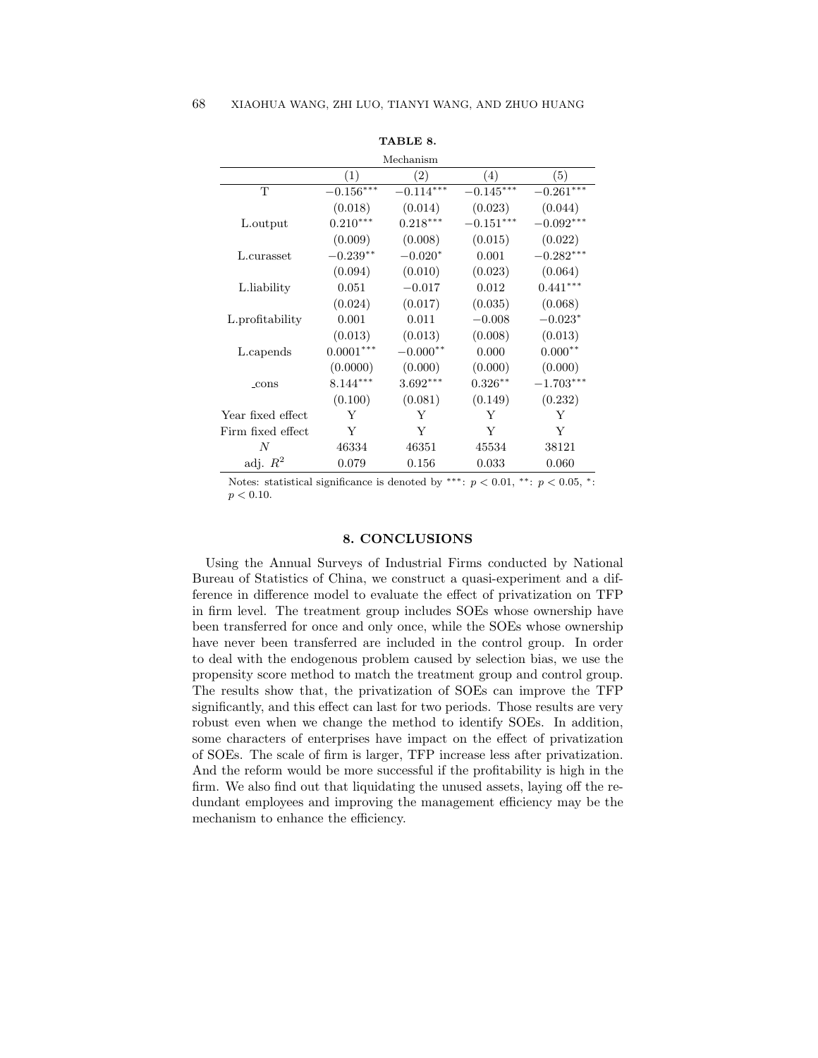**TABLE 8.**

Mechanism

| | (1) | (2) | (4) | (5) |
|---|---|---|---|---|
| T | $-0.156^{***}$ | $-0.114^{***}$ | $-0.145^{***}$ | $-0.261^{***}$ |
| | (0.018) | (0.014) | (0.023) | (0.044) |
| L.output | $0.210^{***}$ | $0.218^{***}$ | $-0.151^{***}$ | $-0.092^{***}$ |
| | (0.009) | (0.008) | (0.015) | (0.022) |
| L.curasset | $-0.239^{**}$ | $-0.020^{*}$ | 0.001 | $-0.282^{***}$ |
| | (0.094) | (0.010) | (0.023) | (0.064) |
| L.liability | 0.051 | $-0.017$ | 0.012 | $0.441^{***}$ |
| | (0.024) | (0.017) | (0.035) | (0.068) |
| L.profitability | 0.001 | 0.011 | $-0.008$ | $-0.023^{*}$ |
| | (0.013) | (0.013) | (0.008) | (0.013) |
| L.capends | $0.0001^{***}$ | $-0.000^{**}$ | 0.000 | $0.000^{**}$ |
| | (0.0000) | (0.000) | (0.000) | (0.000) |
| _cons | $8.144^{***}$ | $3.692^{***}$ | $0.326^{**}$ | $-1.703^{***}$ |
| | (0.100) | (0.081) | (0.149) | (0.232) |
| Year fixed effect | Y | Y | Y | Y |
| Firm fixed effect | Y | Y | Y | Y |
| $N$ | 46334 | 46351 | 45534 | 38121 |
| adj. $R^2$ | 0.079 | 0.156 | 0.033 | 0.060 |

Notes: statistical significance is denoted by ***: $p < 0.01$, **: $p < 0.05$, *: $p < 0.10$.

## 8. CONCLUSIONS

Using the Annual Surveys of Industrial Firms conducted by National Bureau of Statistics of China, we construct a quasi-experiment and a difference in difference model to evaluate the effect of privatization on TFP in firm level. The treatment group includes SOEs whose ownership have been transferred for once and only once, while the SOEs whose ownership have never been transferred are included in the control group. In order to deal with the endogenous problem caused by selection bias, we use the propensity score method to match the treatment group and control group. The results show that, the privatization of SOEs can improve the TFP significantly, and this effect can last for two periods. Those results are very robust even when we change the method to identify SOEs. In addition, some characters of enterprises have impact on the effect of privatization of SOEs. The scale of firm is larger, TFP increase less after privatization. And the reform would be more successful if the profitability is high in the firm. We also find out that liquidating the unused assets, laying off the redundant employees and improving the management efficiency may be the mechanism to enhance the efficiency.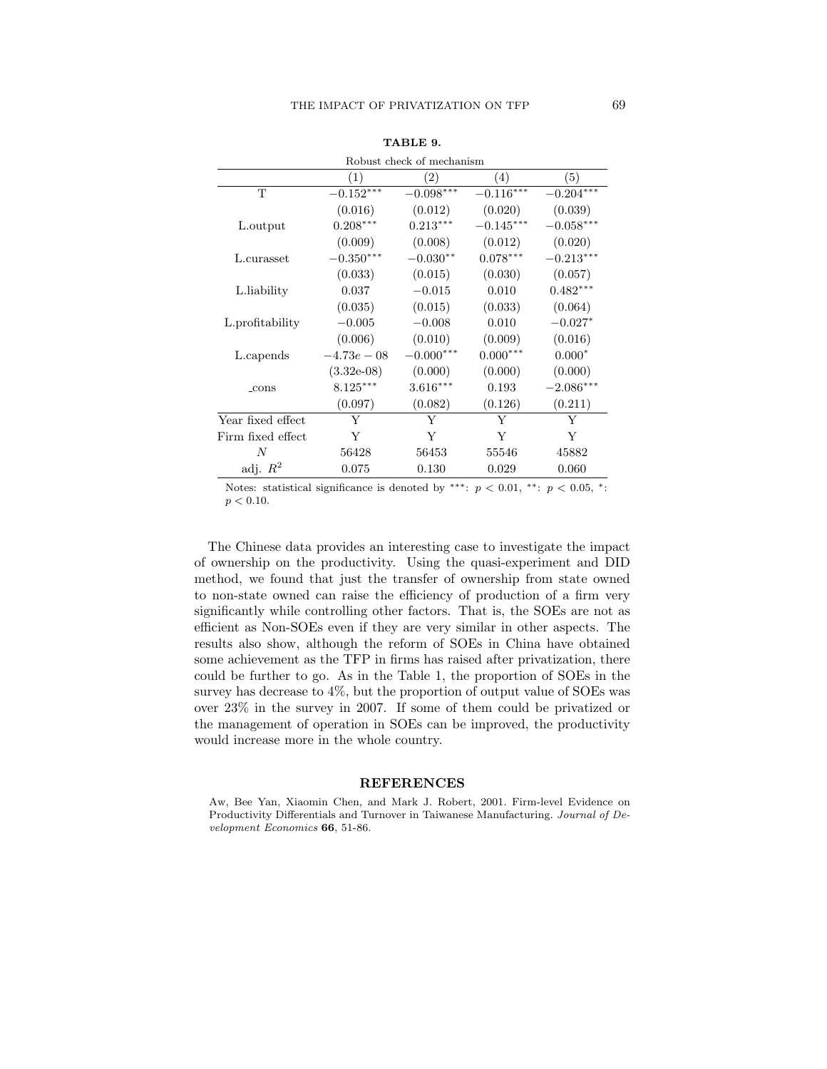**TABLE 9.**

Robust check of mechanism

| | (1) | (2) | (4) | (5) |
|---|---|---|---|---|
| T | $-0.152^{***}$ | $-0.098^{***}$ | $-0.116^{***}$ | $-0.204^{***}$ |
| | (0.016) | (0.012) | (0.020) | (0.039) |
| L.output | $0.208^{***}$ | $0.213^{***}$ | $-0.145^{***}$ | $-0.058^{***}$ |
| | (0.009) | (0.008) | (0.012) | (0.020) |
| L.curasset | $-0.350^{***}$ | $-0.030^{**}$ | $0.078^{***}$ | $-0.213^{***}$ |
| | (0.033) | (0.015) | (0.030) | (0.057) |
| L.liability | 0.037 | $-0.015$ | 0.010 | $0.482^{***}$ |
| | (0.035) | (0.015) | (0.033) | (0.064) |
| L.profitability | $-0.005$ | $-0.008$ | 0.010 | $-0.027^{*}$ |
| | (0.006) | (0.010) | (0.009) | (0.016) |
| L.capends | $-4.73e-08$ | $-0.000^{***}$ | $0.000^{***}$ | $0.000^{*}$ |
| | (3.32e-08) | (0.000) | (0.000) | (0.000) |
| _cons | $8.125^{***}$ | $3.616^{***}$ | 0.193 | $-2.086^{***}$ |
| | (0.097) | (0.082) | (0.126) | (0.211) |
| Year fixed effect | Y | Y | Y | Y |
| Firm fixed effect | Y | Y | Y | Y |
| $N$ | 56428 | 56453 | 55546 | 45882 |
| adj. $R^2$ | 0.075 | 0.130 | 0.029 | 0.060 |

Notes: statistical significance is denoted by ***: $p < 0.01$, **: $p < 0.05$, *: $p < 0.10$.

The Chinese data provides an interesting case to investigate the impact of ownership on the productivity. Using the quasi-experiment and DID method, we found that just the transfer of ownership from state owned to non-state owned can raise the efficiency of production of a firm very significantly while controlling other factors. That is, the SOEs are not as efficient as Non-SOEs even if they are very similar in other aspects. The results also show, although the reform of SOEs in China have obtained some achievement as the TFP in firms has raised after privatization, there could be further to go. As in the Table 1, the proportion of SOEs in the survey has decrease to 4%, but the proportion of output value of SOEs was over 23% in the survey in 2007. If some of them could be privatized or the management of operation in SOEs can be improved, the productivity would increase more in the whole country.

## REFERENCES

Aw, Bee Yan, Xiaomin Chen, and Mark J. Robert, 2001. Firm-level Evidence on Productivity Differentials and Turnover in Taiwanese Manufacturing. *Journal of Development Economics* **66**, 51-86.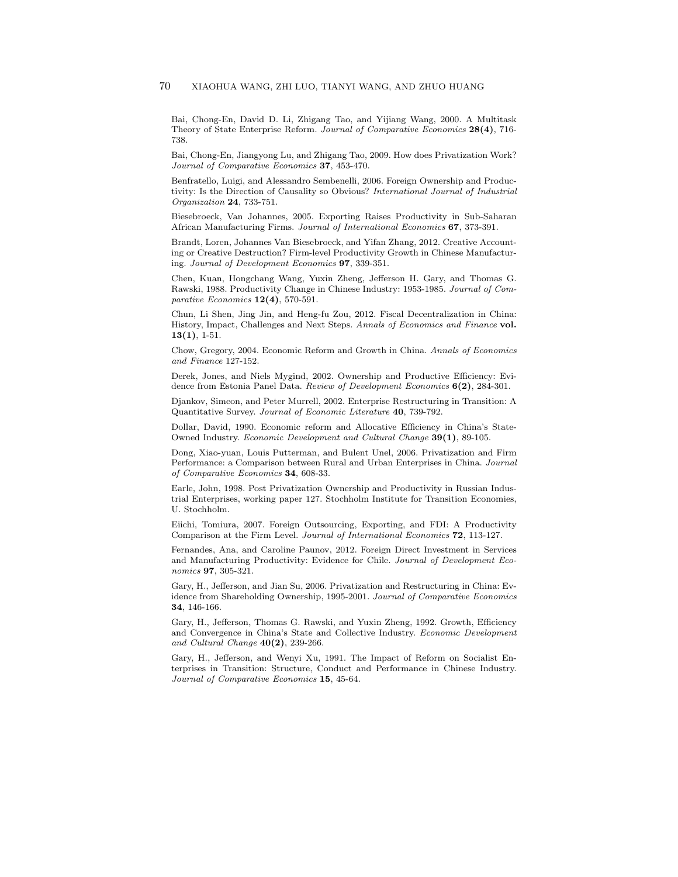Bai, Chong-En, David D. Li, Zhigang Tao, and Yijiang Wang, 2000. A Multitask Theory of State Enterprise Reform. *Journal of Comparative Economics* **28(4)**, 716-738.

Bai, Chong-En, Jiangyong Lu, and Zhigang Tao, 2009. How does Privatization Work? *Journal of Comparative Economics* **37**, 453-470.

Benfratello, Luigi, and Alessandro Sembenelli, 2006. Foreign Ownership and Productivity: Is the Direction of Causality so Obvious? *International Journal of Industrial Organization* **24**, 733-751.

Biesebroeck, Van Johannes, 2005. Exporting Raises Productivity in Sub-Saharan African Manufacturing Firms. *Journal of International Economics* **67**, 373-391.

Brandt, Loren, Johannes Van Biesebroeck, and Yifan Zhang, 2012. Creative Accounting or Creative Destruction? Firm-level Productivity Growth in Chinese Manufacturing. *Journal of Development Economics* **97**, 339-351.

Chen, Kuan, Hongchang Wang, Yuxin Zheng, Jefferson H. Gary, and Thomas G. Rawski, 1988. Productivity Change in Chinese Industry: 1953-1985. *Journal of Comparative Economics* **12(4)**, 570-591.

Chun, Li Shen, Jing Jin, and Heng-fu Zou, 2012. Fiscal Decentralization in China: History, Impact, Challenges and Next Steps. *Annals of Economics and Finance* **vol. 13(1)**, 1-51.

Chow, Gregory, 2004. Economic Reform and Growth in China. *Annals of Economics and Finance* 127-152.

Derek, Jones, and Niels Mygind, 2002. Ownership and Productive Efficiency: Evidence from Estonia Panel Data. *Review of Development Economics* **6(2)**, 284-301.

Djankov, Simeon, and Peter Murrell, 2002. Enterprise Restructuring in Transition: A Quantitative Survey. *Journal of Economic Literature* **40**, 739-792.

Dollar, David, 1990. Economic reform and Allocative Efficiency in China's State-Owned Industry. *Economic Development and Cultural Change* **39(1)**, 89-105.

Dong, Xiao-yuan, Louis Putterman, and Bulent Unel, 2006. Privatization and Firm Performance: a Comparison between Rural and Urban Enterprises in China. *Journal of Comparative Economics* **34**, 608-33.

Earle, John, 1998. Post Privatization Ownership and Productivity in Russian Industrial Enterprises, working paper 127. Stochholm Institute for Transition Economies, U. Stochholm.

Eiichi, Tomiura, 2007. Foreign Outsourcing, Exporting, and FDI: A Productivity Comparison at the Firm Level. *Journal of International Economics* **72**, 113-127.

Fernandes, Ana, and Caroline Paunov, 2012. Foreign Direct Investment in Services and Manufacturing Productivity: Evidence for Chile. *Journal of Development Economics* **97**, 305-321.

Gary, H., Jefferson, and Jian Su, 2006. Privatization and Restructuring in China: Evidence from Shareholding Ownership, 1995-2001. *Journal of Comparative Economics* **34**, 146-166.

Gary, H., Jefferson, Thomas G. Rawski, and Yuxin Zheng, 1992. Growth, Efficiency and Convergence in China's State and Collective Industry. *Economic Development and Cultural Change* **40(2)**, 239-266.

Gary, H., Jefferson, and Wenyi Xu, 1991. The Impact of Reform on Socialist Enterprises in Transition: Structure, Conduct and Performance in Chinese Industry. *Journal of Comparative Economics* **15**, 45-64.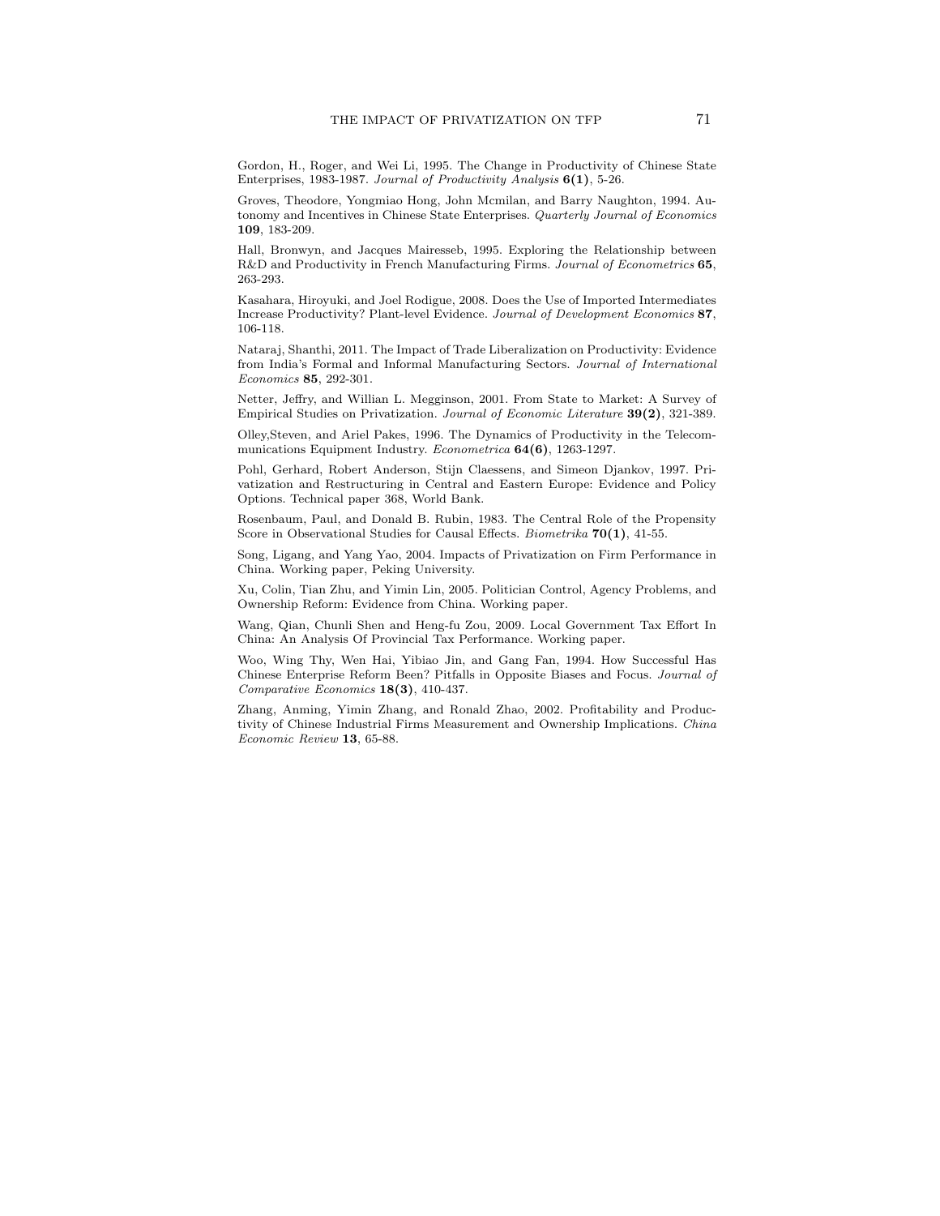Gordon, H., Roger, and Wei Li, 1995. The Change in Productivity of Chinese State Enterprises, 1983-1987. *Journal of Productivity Analysis* **6(1)**, 5-26.

Groves, Theodore, Yongmiao Hong, John Mcmilan, and Barry Naughton, 1994. Autonomy and Incentives in Chinese State Enterprises. *Quarterly Journal of Economics* **109**, 183-209.

Hall, Bronwyn, and Jacques Mairesseb, 1995. Exploring the Relationship between R&D and Productivity in French Manufacturing Firms. *Journal of Econometrics* **65**, 263-293.

Kasahara, Hiroyuki, and Joel Rodigue, 2008. Does the Use of Imported Intermediates Increase Productivity? Plant-level Evidence. *Journal of Development Economics* **87**, 106-118.

Nataraj, Shanthi, 2011. The Impact of Trade Liberalization on Productivity: Evidence from India's Formal and Informal Manufacturing Sectors. *Journal of International Economics* **85**, 292-301.

Netter, Jeffry, and Willian L. Megginson, 2001. From State to Market: A Survey of Empirical Studies on Privatization. *Journal of Economic Literature* **39(2)**, 321-389.

Olley,Steven, and Ariel Pakes, 1996. The Dynamics of Productivity in the Telecommunications Equipment Industry. *Econometrica* **64(6)**, 1263-1297.

Pohl, Gerhard, Robert Anderson, Stijn Claessens, and Simeon Djankov, 1997. Privatization and Restructuring in Central and Eastern Europe: Evidence and Policy Options. Technical paper 368, World Bank.

Rosenbaum, Paul, and Donald B. Rubin, 1983. The Central Role of the Propensity Score in Observational Studies for Causal Effects. *Biometrika* **70(1)**, 41-55.

Song, Ligang, and Yang Yao, 2004. Impacts of Privatization on Firm Performance in China. Working paper, Peking University.

Xu, Colin, Tian Zhu, and Yimin Lin, 2005. Politician Control, Agency Problems, and Ownership Reform: Evidence from China. Working paper.

Wang, Qian, Chunli Shen and Heng-fu Zou, 2009. Local Government Tax Effort In China: An Analysis Of Provincial Tax Performance. Working paper.

Woo, Wing Thy, Wen Hai, Yibiao Jin, and Gang Fan, 1994. How Successful Has Chinese Enterprise Reform Been? Pitfalls in Opposite Biases and Focus. *Journal of Comparative Economics* **18(3)**, 410-437.

Zhang, Anming, Yimin Zhang, and Ronald Zhao, 2002. Profitability and Productivity of Chinese Industrial Firms Measurement and Ownership Implications. *China Economic Review* **13**, 65-88.